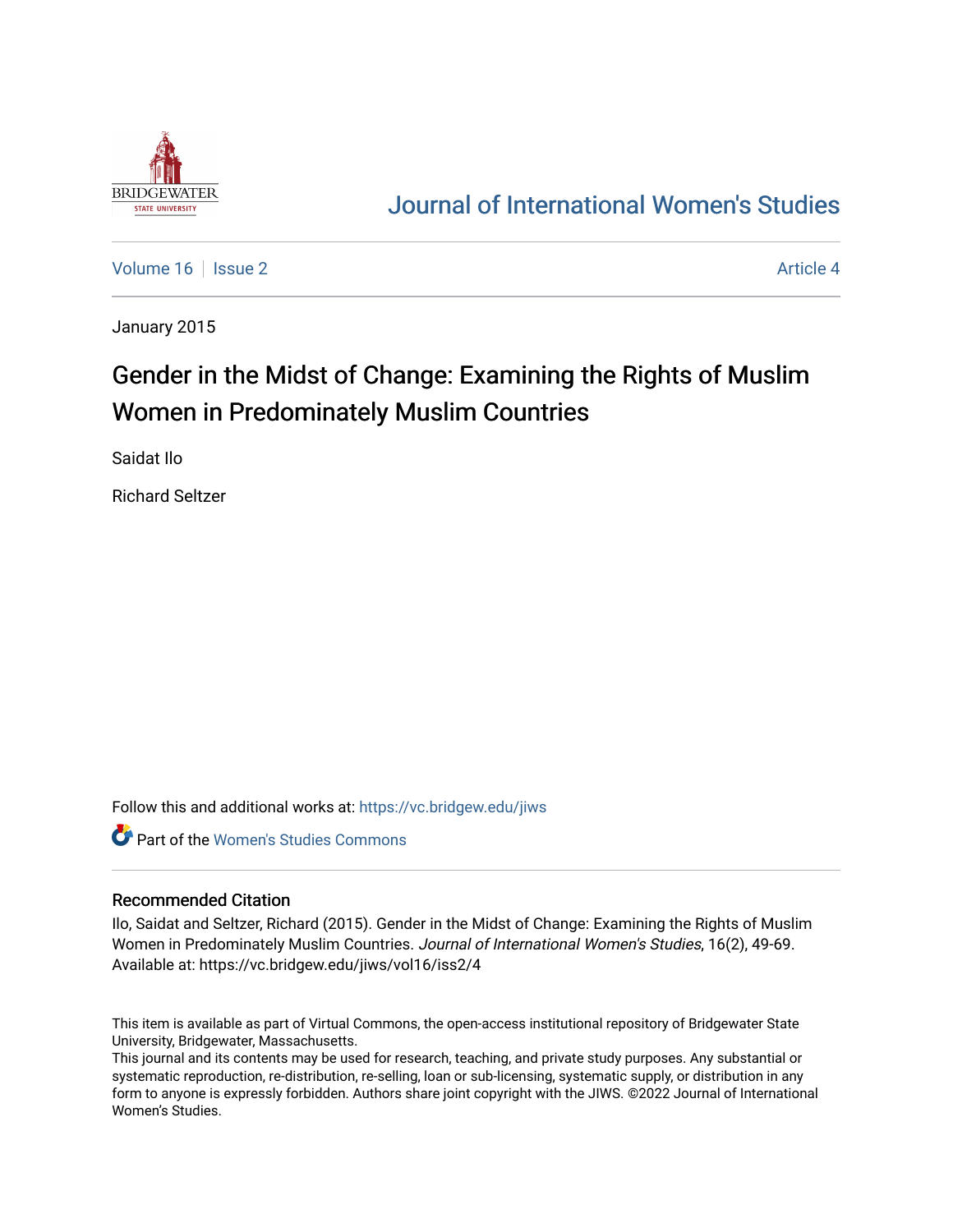# Journal of International Women's Studies

Volume 16 | Issue 2 | Article 4

January 2015

# Gender in the Midst of Change: Examining the Rights of Muslim Women in Predominately Muslim Countries

Saidat Ilo

Richard Seltzer

Follow this and additional works at: https://vc.bridgew.edu/jiws

Part of the Women's Studies Commons

## Recommended Citation

Ilo, Saidat and Seltzer, Richard (2015). Gender in the Midst of Change: Examining the Rights of Muslim Women in Predominately Muslim Countries. *Journal of International Women's Studies*, 16(2), 49-69. Available at: https://vc.bridgew.edu/jiws/vol16/iss2/4

This item is available as part of Virtual Commons, the open-access institutional repository of Bridgewater State University, Bridgewater, Massachusetts.

This journal and its contents may be used for research, teaching, and private study purposes. Any substantial or systematic reproduction, re-distribution, re-selling, loan or sub-licensing, systematic supply, or distribution in any form to anyone is expressly forbidden. Authors share joint copyright with the JIWS. ©2022 Journal of International Women's Studies.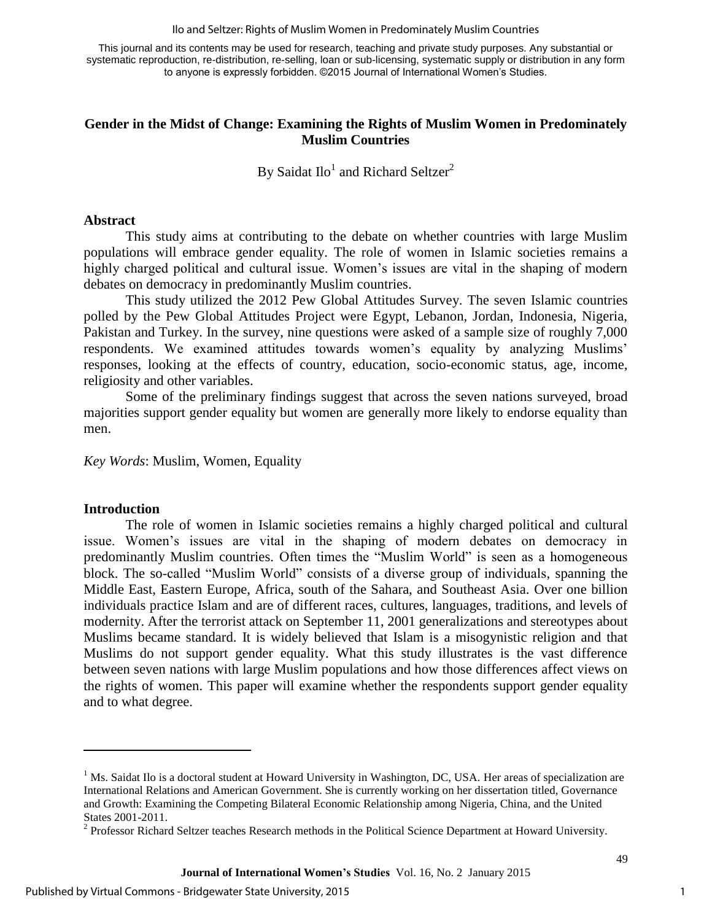### Gender in the Midst of Change: Examining the Rights of Muslim Women in Predominately Muslim Countries

By Saidat Ilo[1] and Richard Seltzer[2]

#### Abstract

This study aims at contributing to the debate on whether countries with large Muslim populations will embrace gender equality. The role of women in Islamic societies remains a highly charged political and cultural issue. Women's issues are vital in the shaping of modern debates on democracy in predominantly Muslim countries.

This study utilized the 2012 Pew Global Attitudes Survey. The seven Islamic countries polled by the Pew Global Attitudes Project were Egypt, Lebanon, Jordan, Indonesia, Nigeria, Pakistan and Turkey. In the survey, nine questions were asked of a sample size of roughly 7,000 respondents. We examined attitudes towards women's equality by analyzing Muslims' responses, looking at the effects of country, education, socio-economic status, age, income, religiosity and other variables.

Some of the preliminary findings suggest that across the seven nations surveyed, broad majorities support gender equality but women are generally more likely to endorse equality than men.

*Key Words*: Muslim, Women, Equality

#### Introduction

The role of women in Islamic societies remains a highly charged political and cultural issue. Women's issues are vital in the shaping of modern debates on democracy in predominantly Muslim countries. Often times the "Muslim World" is seen as a homogeneous block. The so-called "Muslim World" consists of a diverse group of individuals, spanning the Middle East, Eastern Europe, Africa, south of the Sahara, and Southeast Asia. Over one billion individuals practice Islam and are of different races, cultures, languages, traditions, and levels of modernity. After the terrorist attack on September 11, 2001 generalizations and stereotypes about Muslims became standard. It is widely believed that Islam is a misogynistic religion and that Muslims do not support gender equality. What this study illustrates is the vast difference between seven nations with large Muslim populations and how those differences affect views on the rights of women. This paper will examine whether the respondents support gender equality and to what degree.

---

[1] Ms. Saidat Ilo is a doctoral student at Howard University in Washington, DC, USA. Her areas of specialization are International Relations and American Government. She is currently working on her dissertation titled, Governance and Growth: Examining the Competing Bilateral Economic Relationship among Nigeria, China, and the United States 2001-2011.

[2] Professor Richard Seltzer teaches Research methods in the Political Science Department at Howard University.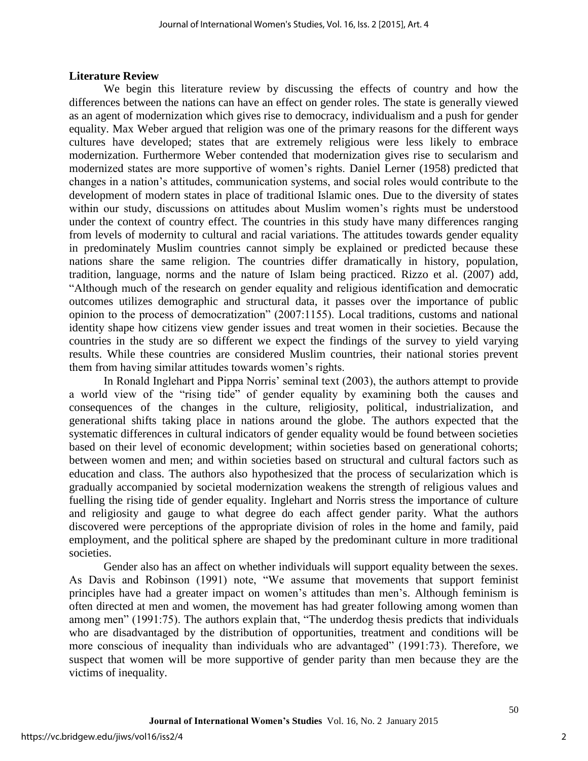## Literature Review

We begin this literature review by discussing the effects of country and how the differences between the nations can have an effect on gender roles. The state is generally viewed as an agent of modernization which gives rise to democracy, individualism and a push for gender equality. Max Weber argued that religion was one of the primary reasons for the different ways cultures have developed; states that are extremely religious were less likely to embrace modernization. Furthermore Weber contended that modernization gives rise to secularism and modernized states are more supportive of women's rights. Daniel Lerner (1958) predicted that changes in a nation's attitudes, communication systems, and social roles would contribute to the development of modern states in place of traditional Islamic ones. Due to the diversity of states within our study, discussions on attitudes about Muslim women's rights must be understood under the context of country effect. The countries in this study have many differences ranging from levels of modernity to cultural and racial variations. The attitudes towards gender equality in predominately Muslim countries cannot simply be explained or predicted because these nations share the same religion. The countries differ dramatically in history, population, tradition, language, norms and the nature of Islam being practiced. Rizzo et al. (2007) add, "Although much of the research on gender equality and religious identification and democratic outcomes utilizes demographic and structural data, it passes over the importance of public opinion to the process of democratization" (2007:1155). Local traditions, customs and national identity shape how citizens view gender issues and treat women in their societies. Because the countries in the study are so different we expect the findings of the survey to yield varying results. While these countries are considered Muslim countries, their national stories prevent them from having similar attitudes towards women's rights.

In Ronald Inglehart and Pippa Norris' seminal text (2003), the authors attempt to provide a world view of the "rising tide" of gender equality by examining both the causes and consequences of the changes in the culture, religiosity, political, industrialization, and generational shifts taking place in nations around the globe. The authors expected that the systematic differences in cultural indicators of gender equality would be found between societies based on their level of economic development; within societies based on generational cohorts; between women and men; and within societies based on structural and cultural factors such as education and class. The authors also hypothesized that the process of secularization which is gradually accompanied by societal modernization weakens the strength of religious values and fuelling the rising tide of gender equality. Inglehart and Norris stress the importance of culture and religiosity and gauge to what degree do each affect gender parity. What the authors discovered were perceptions of the appropriate division of roles in the home and family, paid employment, and the political sphere are shaped by the predominant culture in more traditional societies.

Gender also has an affect on whether individuals will support equality between the sexes. As Davis and Robinson (1991) note, "We assume that movements that support feminist principles have had a greater impact on women's attitudes than men's. Although feminism is often directed at men and women, the movement has had greater following among women than among men" (1991:75). The authors explain that, "The underdog thesis predicts that individuals who are disadvantaged by the distribution of opportunities, treatment and conditions will be more conscious of inequality than individuals who are advantaged" (1991:73). Therefore, we suspect that women will be more supportive of gender parity than men because they are the victims of inequality.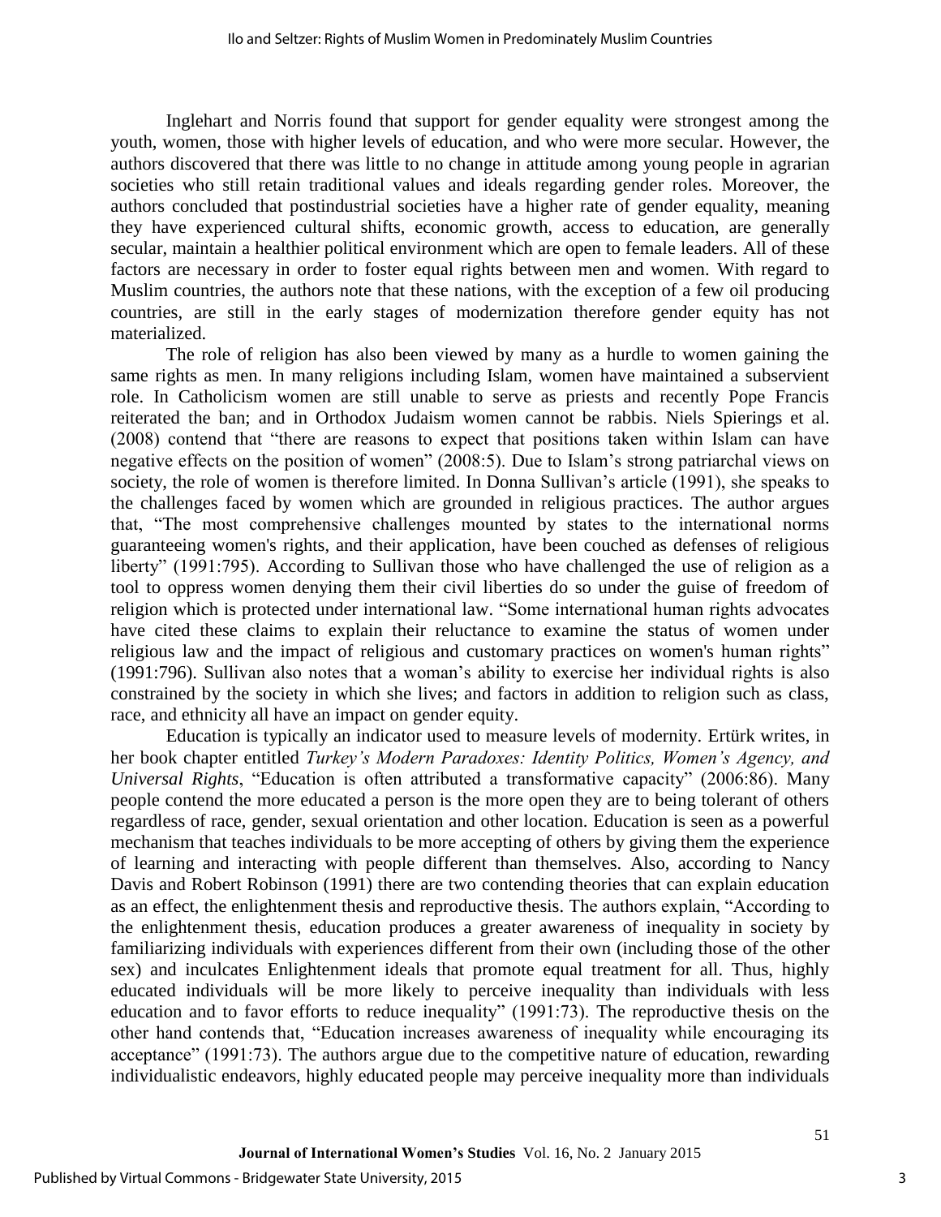Inglehart and Norris found that support for gender equality were strongest among the youth, women, those with higher levels of education, and who were more secular. However, the authors discovered that there was little to no change in attitude among young people in agrarian societies who still retain traditional values and ideals regarding gender roles. Moreover, the authors concluded that postindustrial societies have a higher rate of gender equality, meaning they have experienced cultural shifts, economic growth, access to education, are generally secular, maintain a healthier political environment which are open to female leaders. All of these factors are necessary in order to foster equal rights between men and women. With regard to Muslim countries, the authors note that these nations, with the exception of a few oil producing countries, are still in the early stages of modernization therefore gender equity has not materialized.

The role of religion has also been viewed by many as a hurdle to women gaining the same rights as men. In many religions including Islam, women have maintained a subservient role. In Catholicism women are still unable to serve as priests and recently Pope Francis reiterated the ban; and in Orthodox Judaism women cannot be rabbis. Niels Spierings et al. (2008) contend that "there are reasons to expect that positions taken within Islam can have negative effects on the position of women" (2008:5). Due to Islam's strong patriarchal views on society, the role of women is therefore limited. In Donna Sullivan's article (1991), she speaks to the challenges faced by women which are grounded in religious practices. The author argues that, "The most comprehensive challenges mounted by states to the international norms guaranteeing women's rights, and their application, have been couched as defenses of religious liberty" (1991:795). According to Sullivan those who have challenged the use of religion as a tool to oppress women denying them their civil liberties do so under the guise of freedom of religion which is protected under international law. "Some international human rights advocates have cited these claims to explain their reluctance to examine the status of women under religious law and the impact of religious and customary practices on women's human rights" (1991:796). Sullivan also notes that a woman's ability to exercise her individual rights is also constrained by the society in which she lives; and factors in addition to religion such as class, race, and ethnicity all have an impact on gender equity.

Education is typically an indicator used to measure levels of modernity. Ertürk writes, in her book chapter entitled *Turkey's Modern Paradoxes: Identity Politics, Women's Agency, and Universal Rights*, "Education is often attributed a transformative capacity" (2006:86). Many people contend the more educated a person is the more open they are to being tolerant of others regardless of race, gender, sexual orientation and other location. Education is seen as a powerful mechanism that teaches individuals to be more accepting of others by giving them the experience of learning and interacting with people different than themselves. Also, according to Nancy Davis and Robert Robinson (1991) there are two contending theories that can explain education as an effect, the enlightenment thesis and reproductive thesis. The authors explain, "According to the enlightenment thesis, education produces a greater awareness of inequality in society by familiarizing individuals with experiences different from their own (including those of the other sex) and inculcates Enlightenment ideals that promote equal treatment for all. Thus, highly educated individuals will be more likely to perceive inequality than individuals with less education and to favor efforts to reduce inequality" (1991:73). The reproductive thesis on the other hand contends that, "Education increases awareness of inequality while encouraging its acceptance" (1991:73). The authors argue due to the competitive nature of education, rewarding individualistic endeavors, highly educated people may perceive inequality more than individuals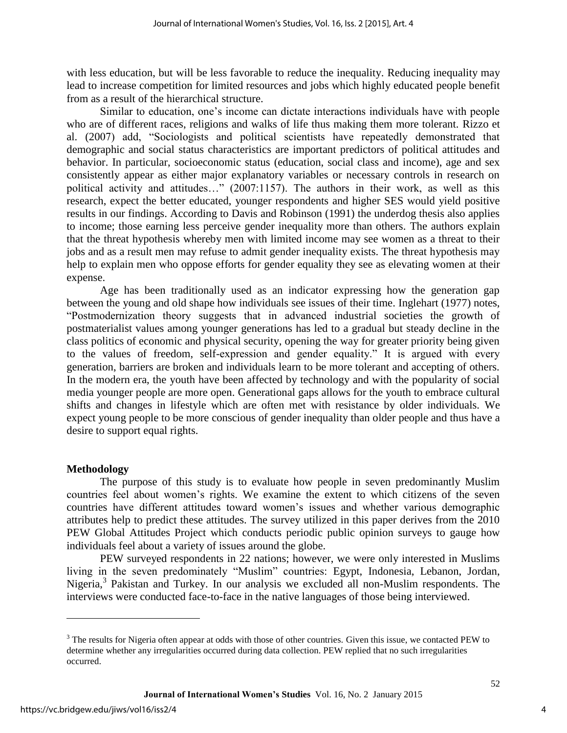with less education, but will be less favorable to reduce the inequality. Reducing inequality may lead to increase competition for limited resources and jobs which highly educated people benefit from as a result of the hierarchical structure.

Similar to education, one's income can dictate interactions individuals have with people who are of different races, religions and walks of life thus making them more tolerant. Rizzo et al. (2007) add, "Sociologists and political scientists have repeatedly demonstrated that demographic and social status characteristics are important predictors of political attitudes and behavior. In particular, socioeconomic status (education, social class and income), age and sex consistently appear as either major explanatory variables or necessary controls in research on political activity and attitudes…" (2007:1157). The authors in their work, as well as this research, expect the better educated, younger respondents and higher SES would yield positive results in our findings. According to Davis and Robinson (1991) the underdog thesis also applies to income; those earning less perceive gender inequality more than others. The authors explain that the threat hypothesis whereby men with limited income may see women as a threat to their jobs and as a result men may refuse to admit gender inequality exists. The threat hypothesis may help to explain men who oppose efforts for gender equality they see as elevating women at their expense.

Age has been traditionally used as an indicator expressing how the generation gap between the young and old shape how individuals see issues of their time. Inglehart (1977) notes, "Postmodernization theory suggests that in advanced industrial societies the growth of postmaterialist values among younger generations has led to a gradual but steady decline in the class politics of economic and physical security, opening the way for greater priority being given to the values of freedom, self-expression and gender equality." It is argued with every generation, barriers are broken and individuals learn to be more tolerant and accepting of others. In the modern era, the youth have been affected by technology and with the popularity of social media younger people are more open. Generational gaps allows for the youth to embrace cultural shifts and changes in lifestyle which are often met with resistance by older individuals. We expect young people to be more conscious of gender inequality than older people and thus have a desire to support equal rights.

## Methodology

The purpose of this study is to evaluate how people in seven predominantly Muslim countries feel about women's rights. We examine the extent to which citizens of the seven countries have different attitudes toward women's issues and whether various demographic attributes help to predict these attitudes. The survey utilized in this paper derives from the 2010 PEW Global Attitudes Project which conducts periodic public opinion surveys to gauge how individuals feel about a variety of issues around the globe.

PEW surveyed respondents in 22 nations; however, we were only interested in Muslims living in the seven predominately "Muslim" countries: Egypt, Indonesia, Lebanon, Jordan, Nigeria,[3] Pakistan and Turkey. In our analysis we excluded all non-Muslim respondents. The interviews were conducted face-to-face in the native languages of those being interviewed.

[3] The results for Nigeria often appear at odds with those of other countries. Given this issue, we contacted PEW to determine whether any irregularities occurred during data collection. PEW replied that no such irregularities occurred.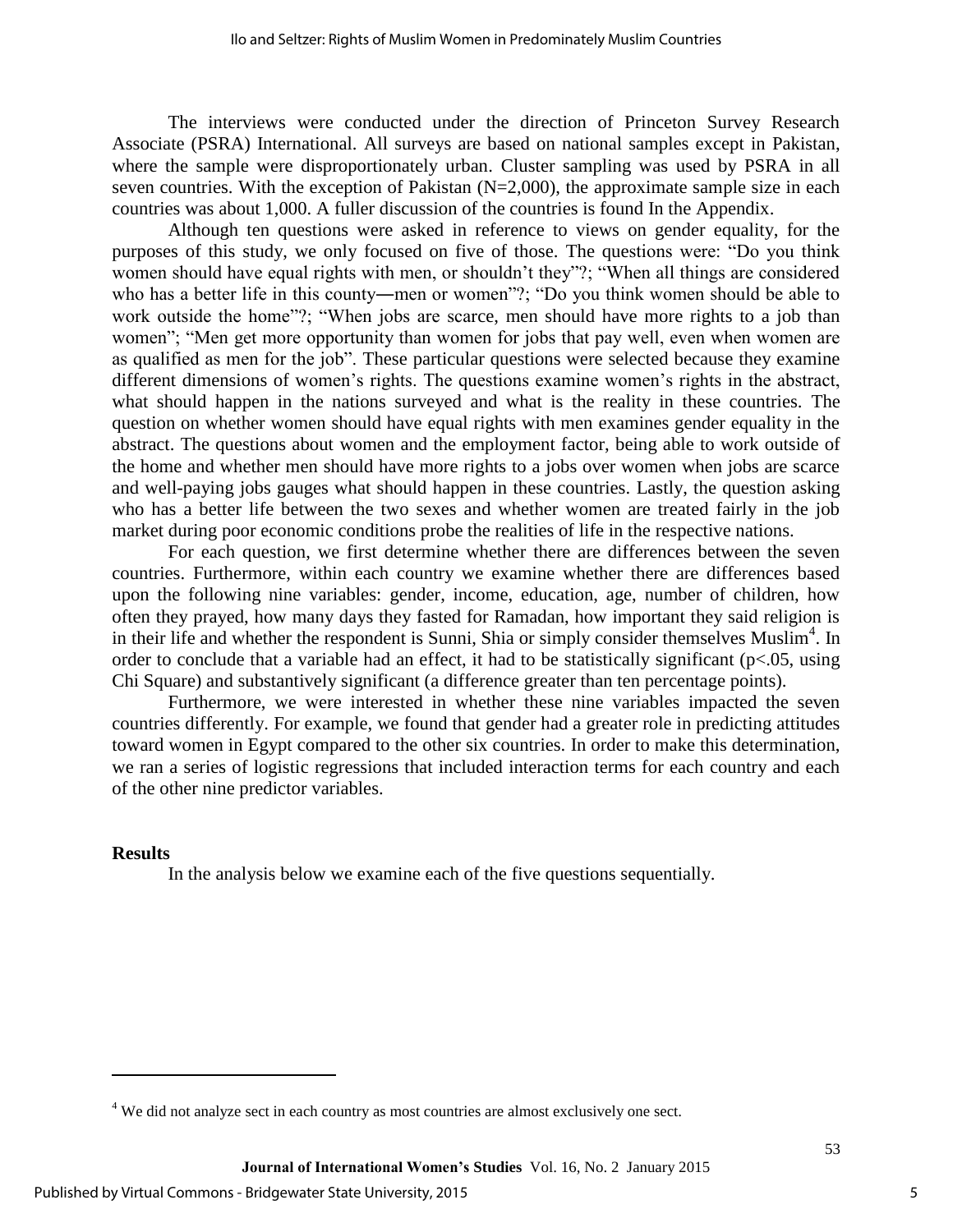The interviews were conducted under the direction of Princeton Survey Research Associate (PSRA) International. All surveys are based on national samples except in Pakistan, where the sample were disproportionately urban. Cluster sampling was used by PSRA in all seven countries. With the exception of Pakistan (N=2,000), the approximate sample size in each countries was about 1,000. A fuller discussion of the countries is found In the Appendix.

Although ten questions were asked in reference to views on gender equality, for the purposes of this study, we only focused on five of those. The questions were: "Do you think women should have equal rights with men, or shouldn't they"?; "When all things are considered who has a better life in this county―men or women"?; "Do you think women should be able to work outside the home"?; "When jobs are scarce, men should have more rights to a job than women"; "Men get more opportunity than women for jobs that pay well, even when women are as qualified as men for the job". These particular questions were selected because they examine different dimensions of women's rights. The questions examine women's rights in the abstract, what should happen in the nations surveyed and what is the reality in these countries. The question on whether women should have equal rights with men examines gender equality in the abstract. The questions about women and the employment factor, being able to work outside of the home and whether men should have more rights to a jobs over women when jobs are scarce and well-paying jobs gauges what should happen in these countries. Lastly, the question asking who has a better life between the two sexes and whether women are treated fairly in the job market during poor economic conditions probe the realities of life in the respective nations.

For each question, we first determine whether there are differences between the seven countries. Furthermore, within each country we examine whether there are differences based upon the following nine variables: gender, income, education, age, number of children, how often they prayed, how many days they fasted for Ramadan, how important they said religion is in their life and whether the respondent is Sunni, Shia or simply consider themselves Muslim[4]. In order to conclude that a variable had an effect, it had to be statistically significant ($p<.05$, using Chi Square) and substantively significant (a difference greater than ten percentage points).

Furthermore, we were interested in whether these nine variables impacted the seven countries differently. For example, we found that gender had a greater role in predicting attitudes toward women in Egypt compared to the other six countries. In order to make this determination, we ran a series of logistic regressions that included interaction terms for each country and each of the other nine predictor variables.

## Results

In the analysis below we examine each of the five questions sequentially.

[4] We did not analyze sect in each country as most countries are almost exclusively one sect.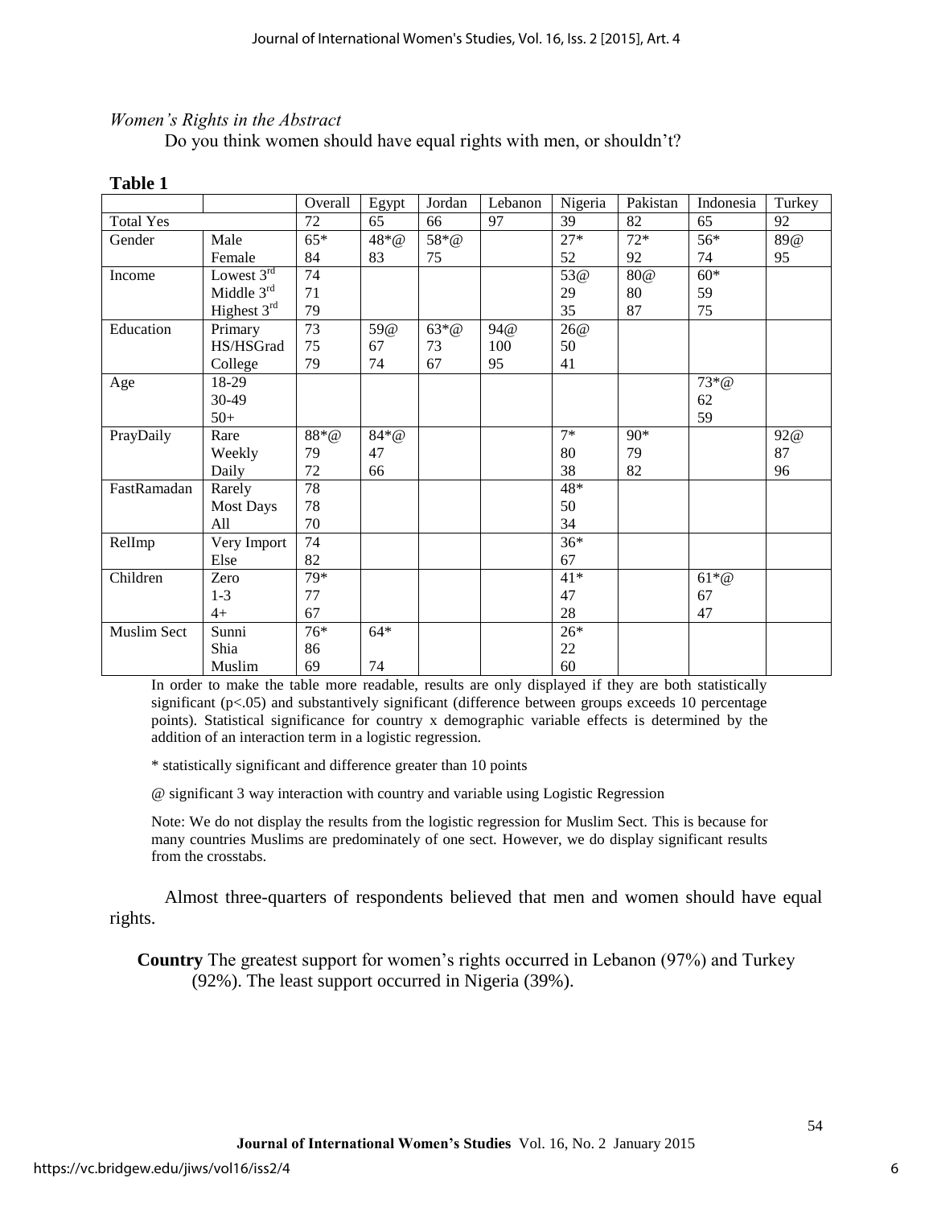*Women's Rights in the Abstract*

Do you think women should have equal rights with men, or shouldn't?

**Table 1**

| | | Overall | Egypt | Jordan | Lebanon | Nigeria | Pakistan | Indonesia | Turkey |
|---|---|---|---|---|---|---|---|---|---|
| Total Yes | | 72 | 65 | 66 | 97 | 39 | 82 | 65 | 92 |
| Gender | Male | 65* | 48*@ | 58*@ | | 27* | 72* | 56* | 89@ |
| | Female | 84 | 83 | 75 | | 52 | 92 | 74 | 95 |
| Income | Lowest 3rd | 74 | | | | 53@ | 80@ | 60* | |
| | Middle 3rd | 71 | | | | 29 | 80 | 59 | |
| | Highest 3rd | 79 | | | | 35 | 87 | 75 | |
| Education | Primary | 73 | 59@ | 63*@ | 94@ | 26@ | | | |
| | HS/HSGrad | 75 | 67 | 73 | 100 | 50 | | | |
| | College | 79 | 74 | 67 | 95 | 41 | | | |
| Age | 18-29 | | | | | | | 73*@ | |
| | 30-49 | | | | | | | 62 | |
| | 50+ | | | | | | | 59 | |
| PrayDaily | Rare | 88*@ | 84*@ | | | 7* | 90* | | 92@ |
| | Weekly | 79 | 47 | | | 80 | 79 | | 87 |
| | Daily | 72 | 66 | | | 38 | 82 | | 96 |
| FastRamadan | Rarely | 78 | | | | 48* | | | |
| | Most Days | 78 | | | | 50 | | | |
| | All | 70 | | | | 34 | | | |
| RelImp | Very Import | 74 | | | | 36* | | | |
| | Else | 82 | | | | 67 | | | |
| Children | Zero | 79* | | | | 41* | | 61*@ | |
| | 1-3 | 77 | | | | 47 | | 67 | |
| | 4+ | 67 | | | | 28 | | 47 | |
| Muslim Sect | Sunni | 76* | 64* | | | 26* | | | |
| | Shia | 86 | | | | 22 | | | |
| | Muslim | 69 | 74 | | | 60 | | | |

In order to make the table more readable, results are only displayed if they are both statistically significant ($p<.05$) and substantively significant (difference between groups exceeds 10 percentage points). Statistical significance for country x demographic variable effects is determined by the addition of an interaction term in a logistic regression.

* statistically significant and difference greater than 10 points

@ significant 3 way interaction with country and variable using Logistic Regression

Note: We do not display the results from the logistic regression for Muslim Sect. This is because for many countries Muslims are predominately of one sect. However, we do display significant results from the crosstabs.

Almost three-quarters of respondents believed that men and women should have equal rights.

**Country** The greatest support for women's rights occurred in Lebanon (97%) and Turkey (92%). The least support occurred in Nigeria (39%).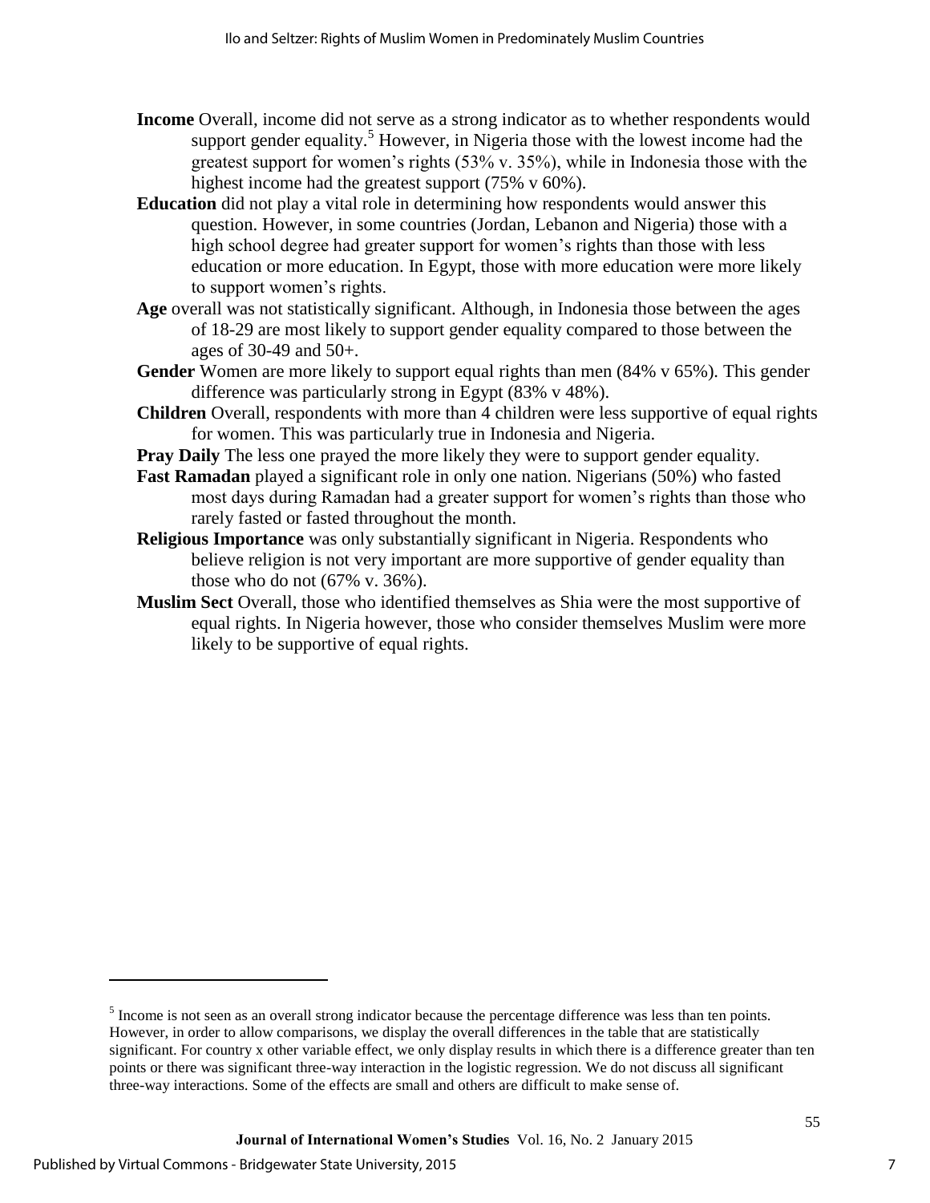**Income** Overall, income did not serve as a strong indicator as to whether respondents would support gender equality.[5] However, in Nigeria those with the lowest income had the greatest support for women's rights (53% v. 35%), while in Indonesia those with the highest income had the greatest support (75% v 60%).

**Education** did not play a vital role in determining how respondents would answer this question. However, in some countries (Jordan, Lebanon and Nigeria) those with a high school degree had greater support for women's rights than those with less education or more education. In Egypt, those with more education were more likely to support women's rights.

**Age** overall was not statistically significant. Although, in Indonesia those between the ages of 18-29 are most likely to support gender equality compared to those between the ages of 30-49 and 50+.

**Gender** Women are more likely to support equal rights than men (84% v 65%). This gender difference was particularly strong in Egypt (83% v 48%).

**Children** Overall, respondents with more than 4 children were less supportive of equal rights for women. This was particularly true in Indonesia and Nigeria.

**Pray Daily** The less one prayed the more likely they were to support gender equality.

**Fast Ramadan** played a significant role in only one nation. Nigerians (50%) who fasted most days during Ramadan had a greater support for women's rights than those who rarely fasted or fasted throughout the month.

**Religious Importance** was only substantially significant in Nigeria. Respondents who believe religion is not very important are more supportive of gender equality than those who do not (67% v. 36%).

**Muslim Sect** Overall, those who identified themselves as Shia were the most supportive of equal rights. In Nigeria however, those who consider themselves Muslim were more likely to be supportive of equal rights.

---

[5] Income is not seen as an overall strong indicator because the percentage difference was less than ten points. However, in order to allow comparisons, we display the overall differences in the table that are statistically significant. For country x other variable effect, we only display results in which there is a difference greater than ten points or there was significant three-way interaction in the logistic regression. We do not discuss all significant three-way interactions. Some of the effects are small and others are difficult to make sense of.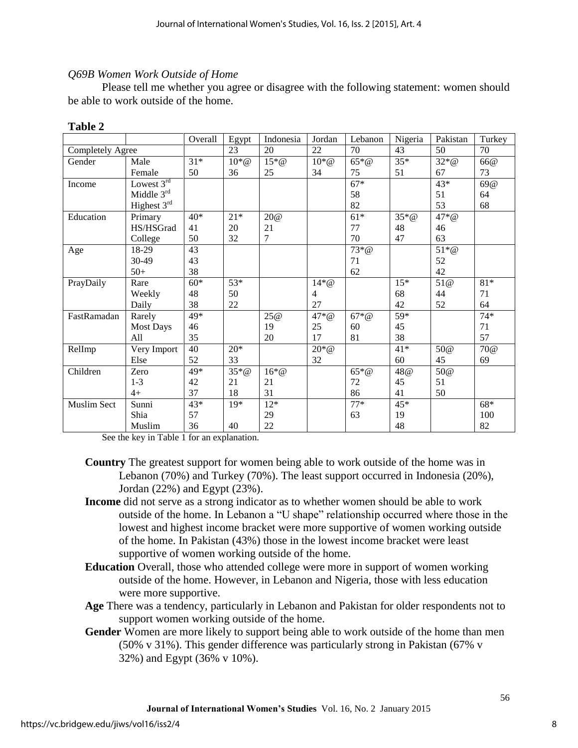*Q69B Women Work Outside of Home*

Please tell me whether you agree or disagree with the following statement: women should be able to work outside of the home.

**Table 2**

| | | Overall | Egypt | Indonesia | Jordan | Lebanon | Nigeria | Pakistan | Turkey |
|---|---|---|---|---|---|---|---|---|---|
| Completely Agree | | | 23 | 20 | 22 | 70 | 43 | 50 | 70 |
| Gender | Male | 31* | 10*@ | 15*@ | 10*@ | 65*@ | 35* | 32*@ | 66@ |
| | Female | 50 | 36 | 25 | 34 | 75 | 51 | 67 | 73 |
| Income | Lowest 3rd | | | | | 67* | | 43* | 69@ |
| | Middle 3rd | | | | | 58 | | 51 | 64 |
| | Highest 3rd | | | | | 82 | | 53 | 68 |
| Education | Primary | 40* | 21* | 20@ | | 61* | 35*@ | 47*@ | |
| | HS/HSGrad | 41 | 20 | 21 | | 77 | 48 | 46 | |
| | College | 50 | 32 | 7 | | 70 | 47 | 63 | |
| Age | 18-29 | 43 | | | | 73*@ | | 51*@ | |
| | 30-49 | 43 | | | | 71 | | 52 | |
| | 50+ | 38 | | | | 62 | | 42 | |
| PrayDaily | Rare | 60* | 53* | | 14*@ | | 15* | 51@ | 81* |
| | Weekly | 48 | 50 | | 4 | | 68 | 44 | 71 |
| | Daily | 38 | 22 | | 27 | | 42 | 52 | 64 |
| FastRamadan | Rarely | 49* | | 25@ | 47*@ | 67*@ | 59* | | 74* |
| | Most Days | 46 | | 19 | 25 | 60 | 45 | | 71 |
| | All | 35 | | 20 | 17 | 81 | 38 | | 57 |
| RelImp | Very Import | 40 | 20* | | 20*@ | | 41* | 50@ | 70@ |
| | Else | 52 | 33 | | 32 | | 60 | 45 | 69 |
| Children | Zero | 49* | 35*@ | 16*@ | | 65*@ | 48@ | 50@ | |
| | 1-3 | 42 | 21 | 21 | | 72 | 45 | 51 | |
| | 4+ | 37 | 18 | 31 | | 86 | 41 | 50 | |
| Muslim Sect | Sunni | 43* | 19* | 12* | | 77* | 45* | | 68* |
| | Shia | 57 | | 29 | | 63 | 19 | | 100 |
| | Muslim | 36 | 40 | 22 | | | 48 | | 82 |

See the key in Table 1 for an explanation.

**Country** The greatest support for women being able to work outside of the home was in Lebanon (70%) and Turkey (70%). The least support occurred in Indonesia (20%), Jordan (22%) and Egypt (23%).

**Income** did not serve as a strong indicator as to whether women should be able to work outside of the home. In Lebanon a "U shape" relationship occurred where those in the lowest and highest income bracket were more supportive of women working outside of the home. In Pakistan (43%) those in the lowest income bracket were least supportive of women working outside of the home.

**Education** Overall, those who attended college were more in support of women working outside of the home. However, in Lebanon and Nigeria, those with less education were more supportive.

**Age** There was a tendency, particularly in Lebanon and Pakistan for older respondents not to support women working outside of the home.

**Gender** Women are more likely to support being able to work outside of the home than men (50% v 31%). This gender difference was particularly strong in Pakistan (67% v 32%) and Egypt (36% v 10%).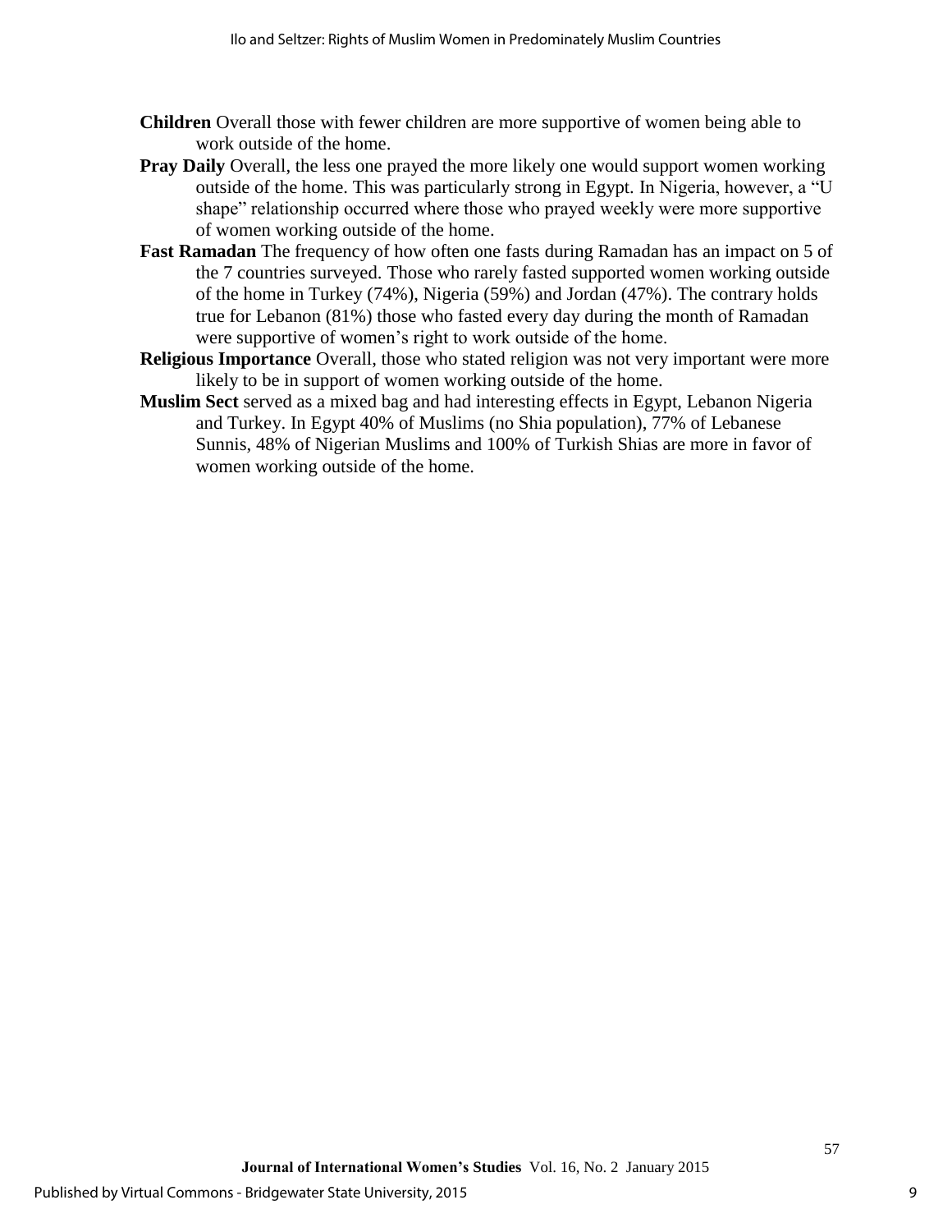**Children** Overall those with fewer children are more supportive of women being able to work outside of the home.

**Pray Daily** Overall, the less one prayed the more likely one would support women working outside of the home. This was particularly strong in Egypt. In Nigeria, however, a "U shape" relationship occurred where those who prayed weekly were more supportive of women working outside of the home.

**Fast Ramadan** The frequency of how often one fasts during Ramadan has an impact on 5 of the 7 countries surveyed. Those who rarely fasted supported women working outside of the home in Turkey (74%), Nigeria (59%) and Jordan (47%). The contrary holds true for Lebanon (81%) those who fasted every day during the month of Ramadan were supportive of women's right to work outside of the home.

**Religious Importance** Overall, those who stated religion was not very important were more likely to be in support of women working outside of the home.

**Muslim Sect** served as a mixed bag and had interesting effects in Egypt, Lebanon Nigeria and Turkey. In Egypt 40% of Muslims (no Shia population), 77% of Lebanese Sunnis, 48% of Nigerian Muslims and 100% of Turkish Shias are more in favor of women working outside of the home.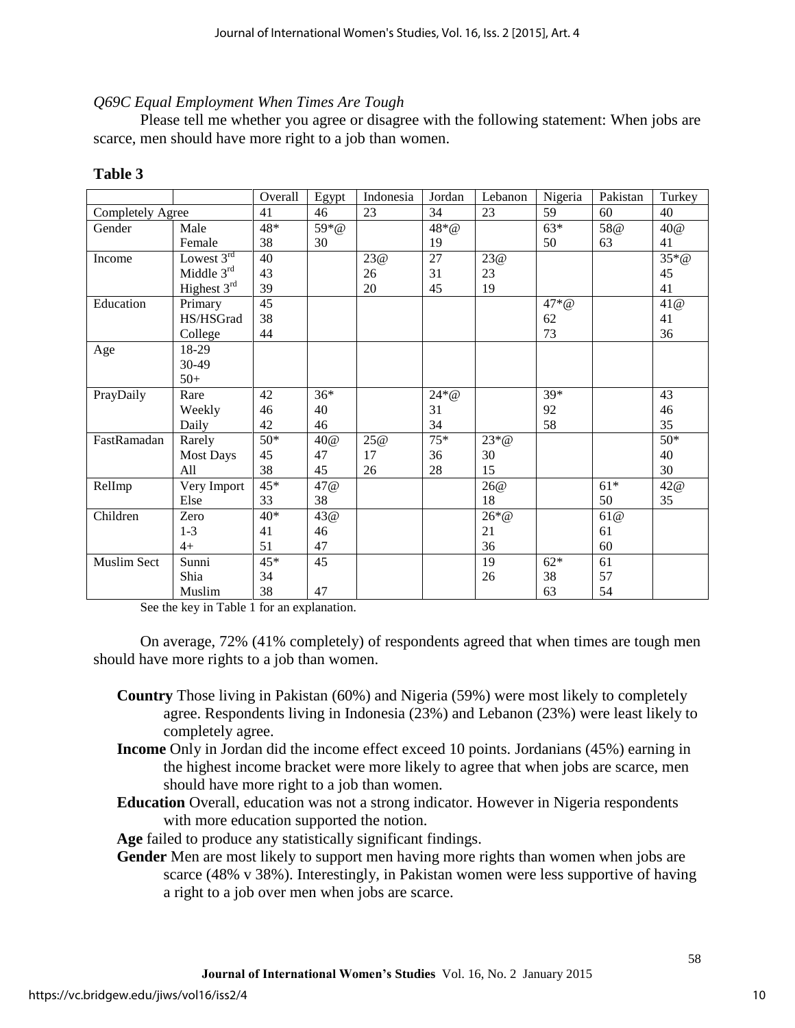*Q69C Equal Employment When Times Are Tough*

Please tell me whether you agree or disagree with the following statement: When jobs are scarce, men should have more right to a job than women.

**Table 3**

| | | Overall | Egypt | Indonesia | Jordan | Lebanon | Nigeria | Pakistan | Turkey |
|---|---|---|---|---|---|---|---|---|---|
| Completely Agree | | 41 | 46 | 23 | 34 | 23 | 59 | 60 | 40 |
| Gender | Male | 48* | 59*@ | | 48*@ | | 63* | 58@ | 40@ |
| | Female | 38 | 30 | | 19 | | 50 | 63 | 41 |
| Income | Lowest 3rd | 40 | | 23@ | 27 | 23@ | | | 35*@ |
| | Middle 3rd | 43 | | 26 | 31 | 23 | | | 45 |
| | Highest 3rd | 39 | | 20 | 45 | 19 | | | 41 |
| Education | Primary | 45 | | | | | 47*@ | | 41@ |
| | HS/HSGrad | 38 | | | | | 62 | | 41 |
| | College | 44 | | | | | 73 | | 36 |
| Age | 18-29 | | | | | | | | |
| | 30-49 | | | | | | | | |
| | 50+ | | | | | | | | |
| PrayDaily | Rare | 42 | 36* | | 24*@ | | 39* | | 43 |
| | Weekly | 46 | 40 | | 31 | | 92 | | 46 |
| | Daily | 42 | 46 | | 34 | | 58 | | 35 |
| FastRamadan | Rarely | 50* | 40@ | 25@ | 75* | 23*@ | | | 50* |
| | Most Days | 45 | 47 | 17 | 36 | 30 | | | 40 |
| | All | 38 | 45 | 26 | 28 | 15 | | | 30 |
| RelImp | Very Import | 45* | 47@ | | | 26@ | | 61* | 42@ |
| | Else | 33 | 38 | | | 18 | | 50 | 35 |
| Children | Zero | 40* | 43@ | | | 26*@ | | 61@ | |
| | 1-3 | 41 | 46 | | | 21 | | 61 | |
| | 4+ | 51 | 47 | | | 36 | | 60 | |
| Muslim Sect | Sunni | 45* | 45 | | | 19 | 62* | 61 | |
| | Shia | 34 | | | | 26 | 38 | 57 | |
| | Muslim | 38 | 47 | | | | 63 | 54 | |

See the key in Table 1 for an explanation.

On average, 72% (41% completely) of respondents agreed that when times are tough men should have more rights to a job than women.

- **Country** Those living in Pakistan (60%) and Nigeria (59%) were most likely to completely agree. Respondents living in Indonesia (23%) and Lebanon (23%) were least likely to completely agree.
- **Income** Only in Jordan did the income effect exceed 10 points. Jordanians (45%) earning in the highest income bracket were more likely to agree that when jobs are scarce, men should have more right to a job than women.
- **Education** Overall, education was not a strong indicator. However in Nigeria respondents with more education supported the notion.
- **Age** failed to produce any statistically significant findings.
- **Gender** Men are most likely to support men having more rights than women when jobs are scarce (48% v 38%). Interestingly, in Pakistan women were less supportive of having a right to a job over men when jobs are scarce.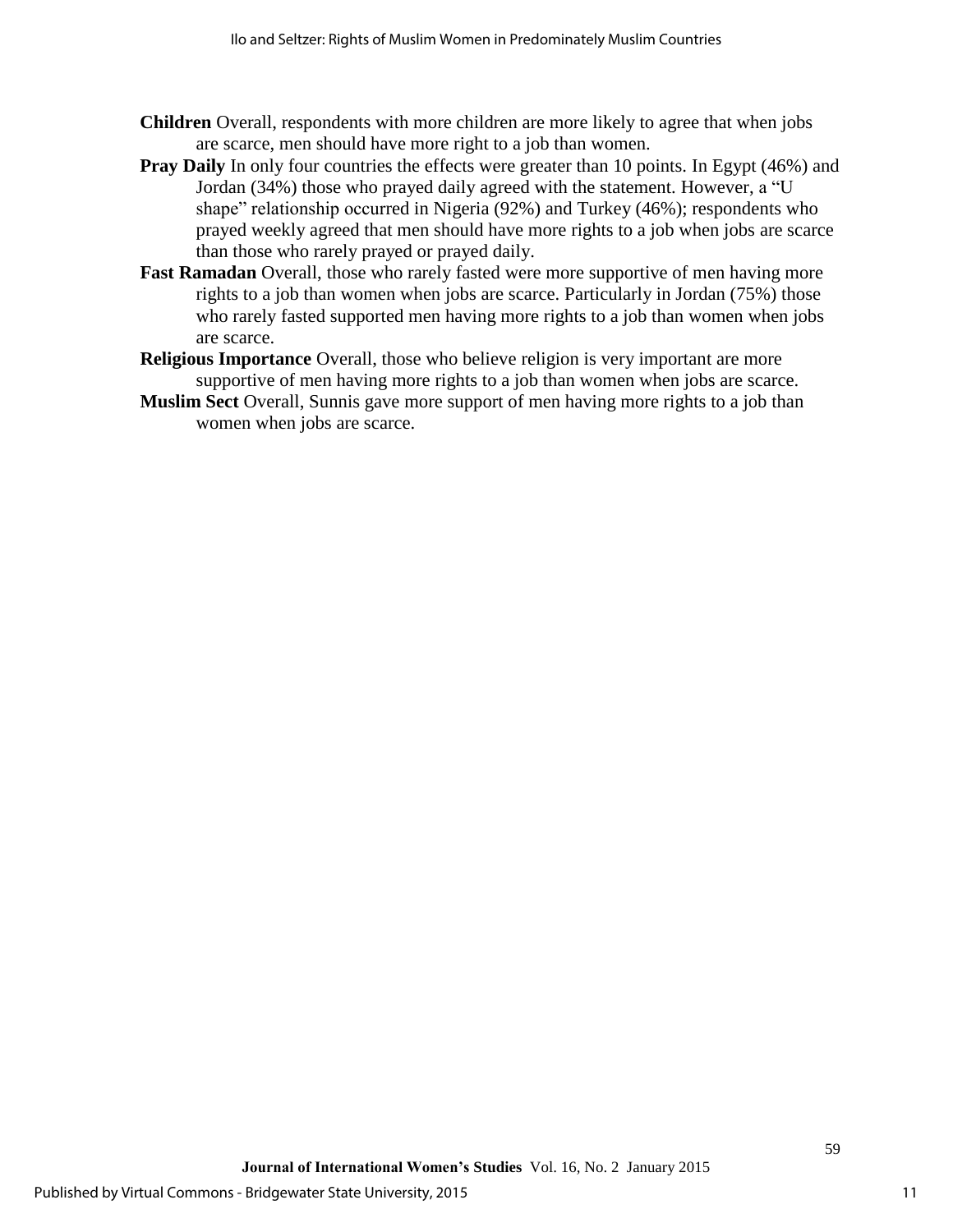**Children** Overall, respondents with more children are more likely to agree that when jobs are scarce, men should have more right to a job than women.

**Pray Daily** In only four countries the effects were greater than 10 points. In Egypt (46%) and Jordan (34%) those who prayed daily agreed with the statement. However, a "U shape" relationship occurred in Nigeria (92%) and Turkey (46%); respondents who prayed weekly agreed that men should have more rights to a job when jobs are scarce than those who rarely prayed or prayed daily.

**Fast Ramadan** Overall, those who rarely fasted were more supportive of men having more rights to a job than women when jobs are scarce. Particularly in Jordan (75%) those who rarely fasted supported men having more rights to a job than women when jobs are scarce.

**Religious Importance** Overall, those who believe religion is very important are more supportive of men having more rights to a job than women when jobs are scarce.

**Muslim Sect** Overall, Sunnis gave more support of men having more rights to a job than women when jobs are scarce.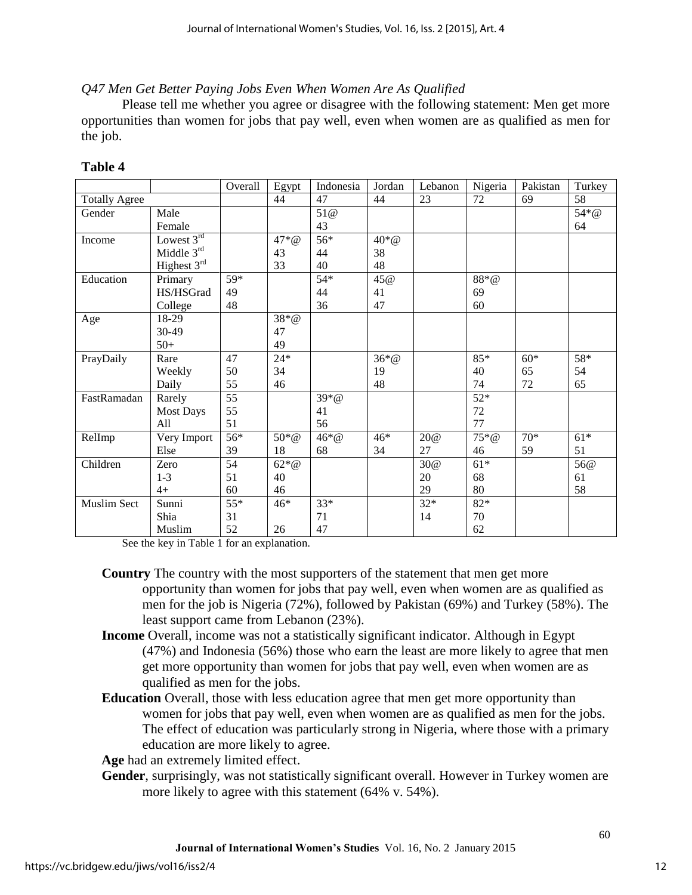*Q47 Men Get Better Paying Jobs Even When Women Are As Qualified*

Please tell me whether you agree or disagree with the following statement: Men get more opportunities than women for jobs that pay well, even when women are as qualified as men for the job.

**Table 4**

| | | Overall | Egypt | Indonesia | Jordan | Lebanon | Nigeria | Pakistan | Turkey |
|---|---|---|---|---|---|---|---|---|---|
| Totally Agree | | | 44 | 47 | 44 | 23 | 72 | 69 | 58 |
| Gender | Male | | | 51@ | | | | | 54*@ |
| | Female | | | 43 | | | | | 64 |
| Income | Lowest 3rd | | 47*@ | 56* | 40*@ | | | | |
| | Middle 3rd | | 43 | 44 | 38 | | | | |
| | Highest 3rd | | 33 | 40 | 48 | | | | |
| Education | Primary | 59* | | 54* | 45@ | | 88*@ | | |
| | HS/HSGrad | 49 | | 44 | 41 | | 69 | | |
| | College | 48 | | 36 | 47 | | 60 | | |
| Age | 18-29 | | 38*@ | | | | | | |
| | 30-49 | | 47 | | | | | | |
| | 50+ | | 49 | | | | | | |
| PrayDaily | Rare | 47 | 24* | | 36*@ | | 85* | 60* | 58* |
| | Weekly | 50 | 34 | | 19 | | 40 | 65 | 54 |
| | Daily | 55 | 46 | | 48 | | 74 | 72 | 65 |
| FastRamadan | Rarely | 55 | | 39*@ | | | 52* | | |
| | Most Days | 55 | | 41 | | | 72 | | |
| | All | 51 | | 56 | | | 77 | | |
| RelImp | Very Import | 56* | 50*@ | 46*@ | 46* | 20@ | 75*@ | 70* | 61* |
| | Else | 39 | 18 | 68 | 34 | 27 | 46 | 59 | 51 |
| Children | Zero | 54 | 62*@ | | | 30@ | 61* | | 56@ |
| | 1-3 | 51 | 40 | | | 20 | 68 | | 61 |
| | 4+ | 60 | 46 | | | 29 | 80 | | 58 |
| Muslim Sect | Sunni | 55* | 46* | 33* | | 32* | 82* | | |
| | Shia | 31 | | 71 | | 14 | 70 | | |
| | Muslim | 52 | 26 | 47 | | | 62 | | |

See the key in Table 1 for an explanation.

**Country** The country with the most supporters of the statement that men get more opportunity than women for jobs that pay well, even when women are as qualified as men for the job is Nigeria (72%), followed by Pakistan (69%) and Turkey (58%). The least support came from Lebanon (23%).

**Income** Overall, income was not a statistically significant indicator. Although in Egypt (47%) and Indonesia (56%) those who earn the least are more likely to agree that men get more opportunity than women for jobs that pay well, even when women are as qualified as men for the jobs.

**Education** Overall, those with less education agree that men get more opportunity than women for jobs that pay well, even when women are as qualified as men for the jobs. The effect of education was particularly strong in Nigeria, where those with a primary education are more likely to agree.

**Age** had an extremely limited effect.

**Gender**, surprisingly, was not statistically significant overall. However in Turkey women are more likely to agree with this statement (64% v. 54%).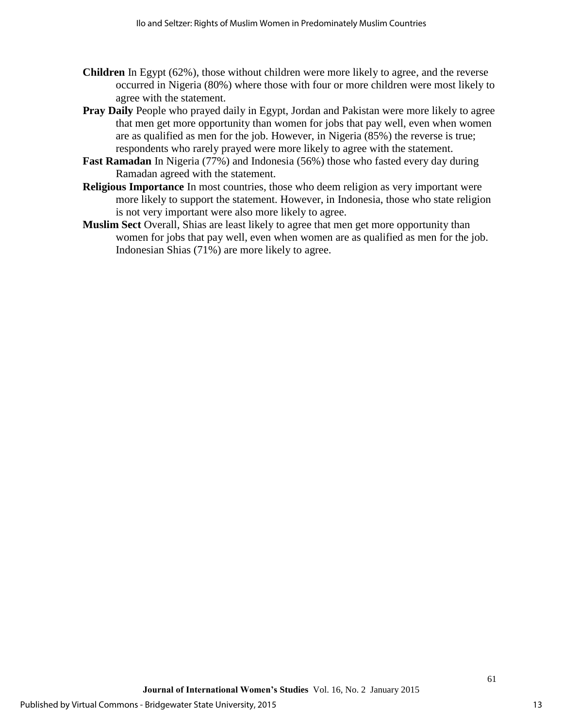**Children** In Egypt (62%), those without children were more likely to agree, and the reverse occurred in Nigeria (80%) where those with four or more children were most likely to agree with the statement.

**Pray Daily** People who prayed daily in Egypt, Jordan and Pakistan were more likely to agree that men get more opportunity than women for jobs that pay well, even when women are as qualified as men for the job. However, in Nigeria (85%) the reverse is true; respondents who rarely prayed were more likely to agree with the statement.

**Fast Ramadan** In Nigeria (77%) and Indonesia (56%) those who fasted every day during Ramadan agreed with the statement.

**Religious Importance** In most countries, those who deem religion as very important were more likely to support the statement. However, in Indonesia, those who state religion is not very important were also more likely to agree.

**Muslim Sect** Overall, Shias are least likely to agree that men get more opportunity than women for jobs that pay well, even when women are as qualified as men for the job. Indonesian Shias (71%) are more likely to agree.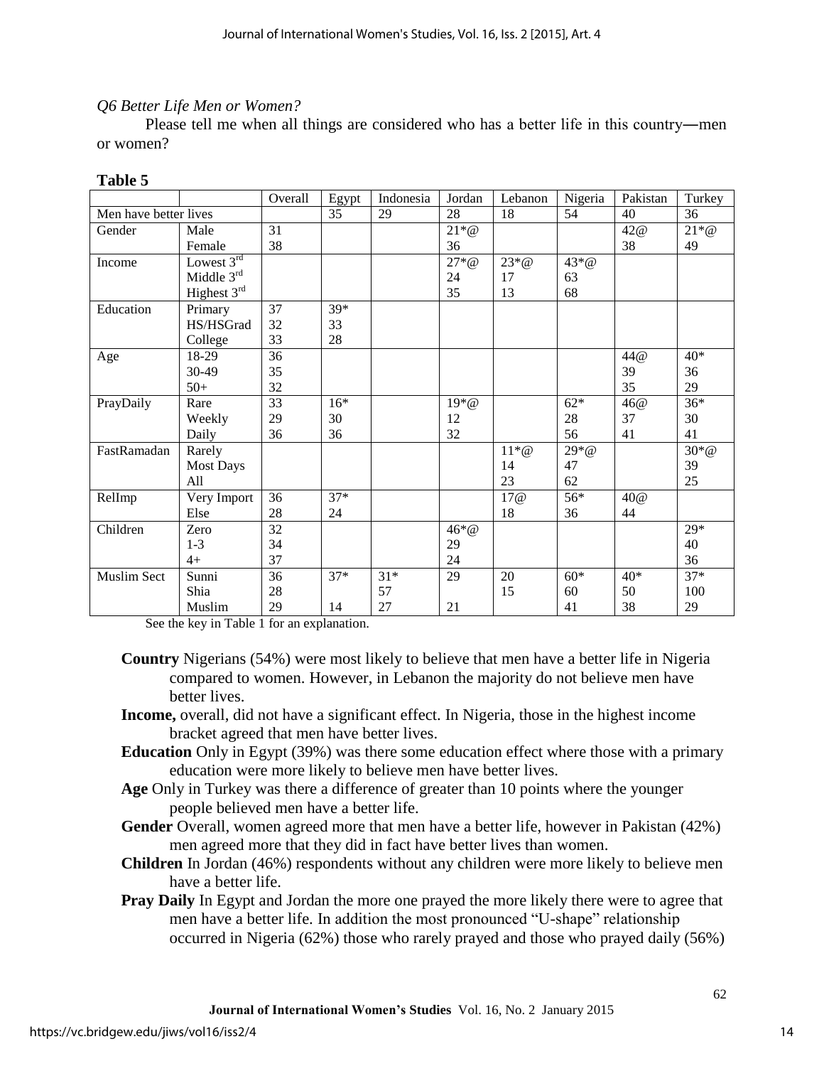*Q6 Better Life Men or Women?*

Please tell me when all things are considered who has a better life in this country—men or women?

**Table 5**

| | | Overall | Egypt | Indonesia | Jordan | Lebanon | Nigeria | Pakistan | Turkey |
|---|---|---|---|---|---|---|---|---|---|
| Men have better lives | | | 35 | 29 | 28 | 18 | 54 | 40 | 36 |
| Gender | Male | 31 | | | 21*@ | | | 42@ | 21*@ |
| | Female | 38 | | | 36 | | | 38 | 49 |
| Income | Lowest 3rd | | | | 27*@ | 23*@ | 43*@ | | |
| | Middle 3rd | | | | 24 | 17 | 63 | | |
| | Highest 3rd | | | | 35 | 13 | 68 | | |
| Education | Primary | 37 | 39* | | | | | | |
| | HS/HSGrad | 32 | 33 | | | | | | |
| | College | 33 | 28 | | | | | | |
| Age | 18-29 | 36 | | | | | | 44@ | 40* |
| | 30-49 | 35 | | | | | | 39 | 36 |
| | 50+ | 32 | | | | | | 35 | 29 |
| PrayDaily | Rare | 33 | 16* | | 19*@ | | 62* | 46@ | 36* |
| | Weekly | 29 | 30 | | 12 | | 28 | 37 | 30 |
| | Daily | 36 | 36 | | 32 | | 56 | 41 | 41 |
| FastRamadan | Rarely | | | | | 11*@ | 29*@ | | 30*@ |
| | Most Days | | | | | 14 | 47 | | 39 |
| | All | | | | | 23 | 62 | | 25 |
| RelImp | Very Import | 36 | 37* | | | 17@ | 56* | 40@ | |
| | Else | 28 | 24 | | | 18 | 36 | 44 | |
| Children | Zero | 32 | | | 46*@ | | | | 29* |
| | 1-3 | 34 | | | 29 | | | | 40 |
| | 4+ | 37 | | | 24 | | | | 36 |
| Muslim Sect | Sunni | 36 | 37* | 31* | 29 | 20 | 60* | 40* | 37* |
| | Shia | 28 | | 57 | | 15 | 60 | 50 | 100 |
| | Muslim | 29 | 14 | 27 | 21 | | 41 | 38 | 29 |

See the key in Table 1 for an explanation.

**Country** Nigerians (54%) were most likely to believe that men have a better life in Nigeria compared to women. However, in Lebanon the majority do not believe men have better lives.

**Income,** overall, did not have a significant effect. In Nigeria, those in the highest income bracket agreed that men have better lives.

**Education** Only in Egypt (39%) was there some education effect where those with a primary education were more likely to believe men have better lives.

**Age** Only in Turkey was there a difference of greater than 10 points where the younger people believed men have a better life.

**Gender** Overall, women agreed more that men have a better life, however in Pakistan (42%) men agreed more that they did in fact have better lives than women.

**Children** In Jordan (46%) respondents without any children were more likely to believe men have a better life.

**Pray Daily** In Egypt and Jordan the more one prayed the more likely there were to agree that men have a better life. In addition the most pronounced "U-shape" relationship occurred in Nigeria (62%) those who rarely prayed and those who prayed daily (56%)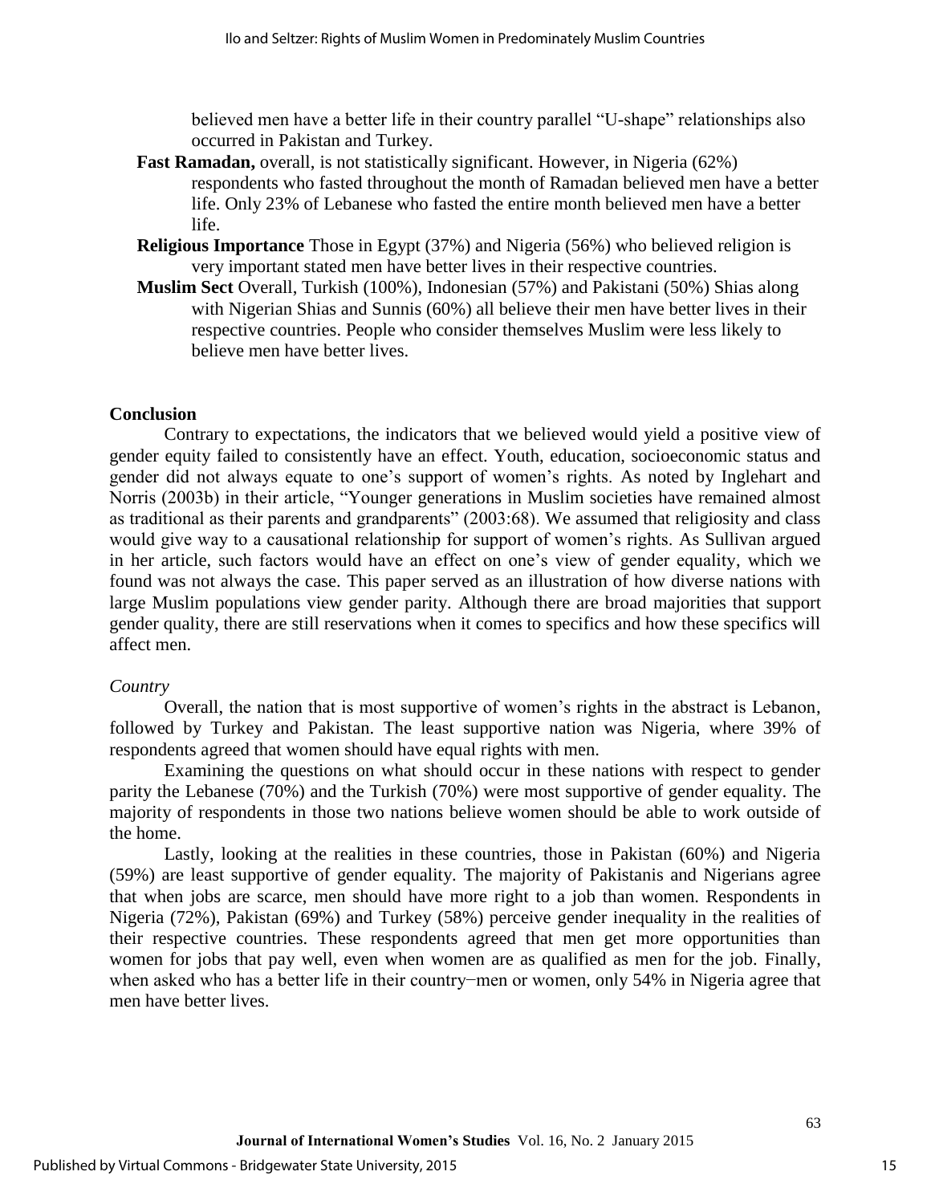believed men have a better life in their country parallel "U-shape" relationships also occurred in Pakistan and Turkey.

**Fast Ramadan,** overall, is not statistically significant. However, in Nigeria (62%) respondents who fasted throughout the month of Ramadan believed men have a better life. Only 23% of Lebanese who fasted the entire month believed men have a better life.

**Religious Importance** Those in Egypt (37%) and Nigeria (56%) who believed religion is very important stated men have better lives in their respective countries.

**Muslim Sect** Overall, Turkish (100%), Indonesian (57%) and Pakistani (50%) Shias along with Nigerian Shias and Sunnis (60%) all believe their men have better lives in their respective countries. People who consider themselves Muslim were less likely to believe men have better lives.

## Conclusion

Contrary to expectations, the indicators that we believed would yield a positive view of gender equity failed to consistently have an effect. Youth, education, socioeconomic status and gender did not always equate to one's support of women's rights. As noted by Inglehart and Norris (2003b) in their article, "Younger generations in Muslim societies have remained almost as traditional as their parents and grandparents" (2003:68). We assumed that religiosity and class would give way to a causational relationship for support of women's rights. As Sullivan argued in her article, such factors would have an effect on one's view of gender equality, which we found was not always the case. This paper served as an illustration of how diverse nations with large Muslim populations view gender parity. Although there are broad majorities that support gender quality, there are still reservations when it comes to specifics and how these specifics will affect men.

### *Country*

Overall, the nation that is most supportive of women's rights in the abstract is Lebanon, followed by Turkey and Pakistan. The least supportive nation was Nigeria, where 39% of respondents agreed that women should have equal rights with men.

Examining the questions on what should occur in these nations with respect to gender parity the Lebanese (70%) and the Turkish (70%) were most supportive of gender equality. The majority of respondents in those two nations believe women should be able to work outside of the home.

Lastly, looking at the realities in these countries, those in Pakistan (60%) and Nigeria (59%) are least supportive of gender equality. The majority of Pakistanis and Nigerians agree that when jobs are scarce, men should have more right to a job than women. Respondents in Nigeria (72%), Pakistan (69%) and Turkey (58%) perceive gender inequality in the realities of their respective countries. These respondents agreed that men get more opportunities than women for jobs that pay well, even when women are as qualified as men for the job. Finally, when asked who has a better life in their country−men or women, only 54% in Nigeria agree that men have better lives.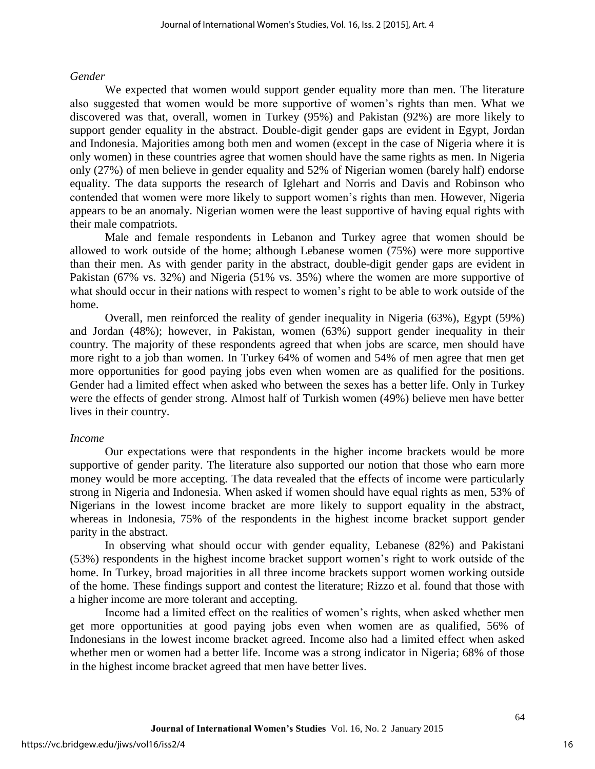*Gender*

We expected that women would support gender equality more than men. The literature also suggested that women would be more supportive of women's rights than men. What we discovered was that, overall, women in Turkey (95%) and Pakistan (92%) are more likely to support gender equality in the abstract. Double-digit gender gaps are evident in Egypt, Jordan and Indonesia. Majorities among both men and women (except in the case of Nigeria where it is only women) in these countries agree that women should have the same rights as men. In Nigeria only (27%) of men believe in gender equality and 52% of Nigerian women (barely half) endorse equality. The data supports the research of Iglehart and Norris and Davis and Robinson who contended that women were more likely to support women's rights than men. However, Nigeria appears to be an anomaly. Nigerian women were the least supportive of having equal rights with their male compatriots.

Male and female respondents in Lebanon and Turkey agree that women should be allowed to work outside of the home; although Lebanese women (75%) were more supportive than their men. As with gender parity in the abstract, double-digit gender gaps are evident in Pakistan (67% vs. 32%) and Nigeria (51% vs. 35%) where the women are more supportive of what should occur in their nations with respect to women's right to be able to work outside of the home.

Overall, men reinforced the reality of gender inequality in Nigeria (63%), Egypt (59%) and Jordan (48%); however, in Pakistan, women (63%) support gender inequality in their country. The majority of these respondents agreed that when jobs are scarce, men should have more right to a job than women. In Turkey 64% of women and 54% of men agree that men get more opportunities for good paying jobs even when women are as qualified for the positions. Gender had a limited effect when asked who between the sexes has a better life. Only in Turkey were the effects of gender strong. Almost half of Turkish women (49%) believe men have better lives in their country.

*Income*

Our expectations were that respondents in the higher income brackets would be more supportive of gender parity. The literature also supported our notion that those who earn more money would be more accepting. The data revealed that the effects of income were particularly strong in Nigeria and Indonesia. When asked if women should have equal rights as men, 53% of Nigerians in the lowest income bracket are more likely to support equality in the abstract, whereas in Indonesia, 75% of the respondents in the highest income bracket support gender parity in the abstract.

In observing what should occur with gender equality, Lebanese (82%) and Pakistani (53%) respondents in the highest income bracket support women's right to work outside of the home. In Turkey, broad majorities in all three income brackets support women working outside of the home. These findings support and contest the literature; Rizzo et al. found that those with a higher income are more tolerant and accepting.

Income had a limited effect on the realities of women's rights, when asked whether men get more opportunities at good paying jobs even when women are as qualified, 56% of Indonesians in the lowest income bracket agreed. Income also had a limited effect when asked whether men or women had a better life. Income was a strong indicator in Nigeria; 68% of those in the highest income bracket agreed that men have better lives.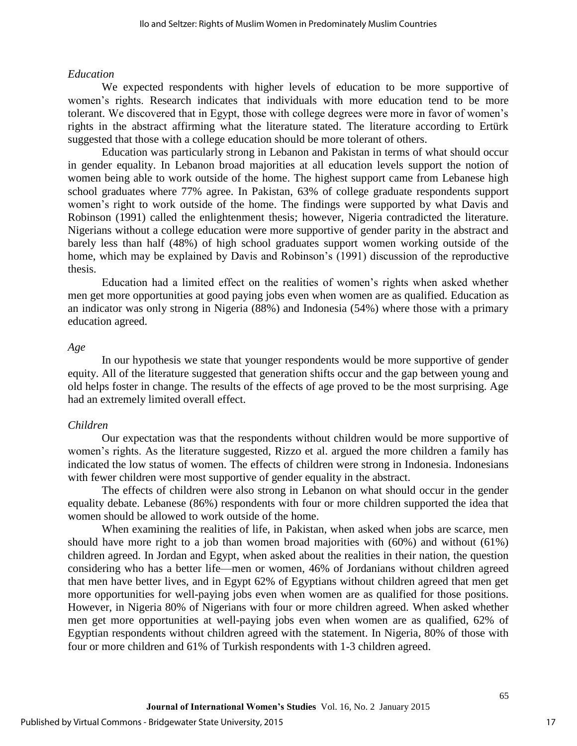*Education*

We expected respondents with higher levels of education to be more supportive of women's rights. Research indicates that individuals with more education tend to be more tolerant. We discovered that in Egypt, those with college degrees were more in favor of women's rights in the abstract affirming what the literature stated. The literature according to Ertürk suggested that those with a college education should be more tolerant of others.

Education was particularly strong in Lebanon and Pakistan in terms of what should occur in gender equality. In Lebanon broad majorities at all education levels support the notion of women being able to work outside of the home. The highest support came from Lebanese high school graduates where 77% agree. In Pakistan, 63% of college graduate respondents support women's right to work outside of the home. The findings were supported by what Davis and Robinson (1991) called the enlightenment thesis; however, Nigeria contradicted the literature. Nigerians without a college education were more supportive of gender parity in the abstract and barely less than half (48%) of high school graduates support women working outside of the home, which may be explained by Davis and Robinson's (1991) discussion of the reproductive thesis.

Education had a limited effect on the realities of women's rights when asked whether men get more opportunities at good paying jobs even when women are as qualified. Education as an indicator was only strong in Nigeria (88%) and Indonesia (54%) where those with a primary education agreed.

*Age*

In our hypothesis we state that younger respondents would be more supportive of gender equity. All of the literature suggested that generation shifts occur and the gap between young and old helps foster in change. The results of the effects of age proved to be the most surprising. Age had an extremely limited overall effect.

*Children*

Our expectation was that the respondents without children would be more supportive of women's rights. As the literature suggested, Rizzo et al. argued the more children a family has indicated the low status of women. The effects of children were strong in Indonesia. Indonesians with fewer children were most supportive of gender equality in the abstract.

The effects of children were also strong in Lebanon on what should occur in the gender equality debate. Lebanese (86%) respondents with four or more children supported the idea that women should be allowed to work outside of the home.

When examining the realities of life, in Pakistan, when asked when jobs are scarce, men should have more right to a job than women broad majorities with (60%) and without (61%) children agreed. In Jordan and Egypt, when asked about the realities in their nation, the question considering who has a better life—men or women, 46% of Jordanians without children agreed that men have better lives, and in Egypt 62% of Egyptians without children agreed that men get more opportunities for well-paying jobs even when women are as qualified for those positions. However, in Nigeria 80% of Nigerians with four or more children agreed. When asked whether men get more opportunities at well-paying jobs even when women are as qualified, 62% of Egyptian respondents without children agreed with the statement. In Nigeria, 80% of those with four or more children and 61% of Turkish respondents with 1-3 children agreed.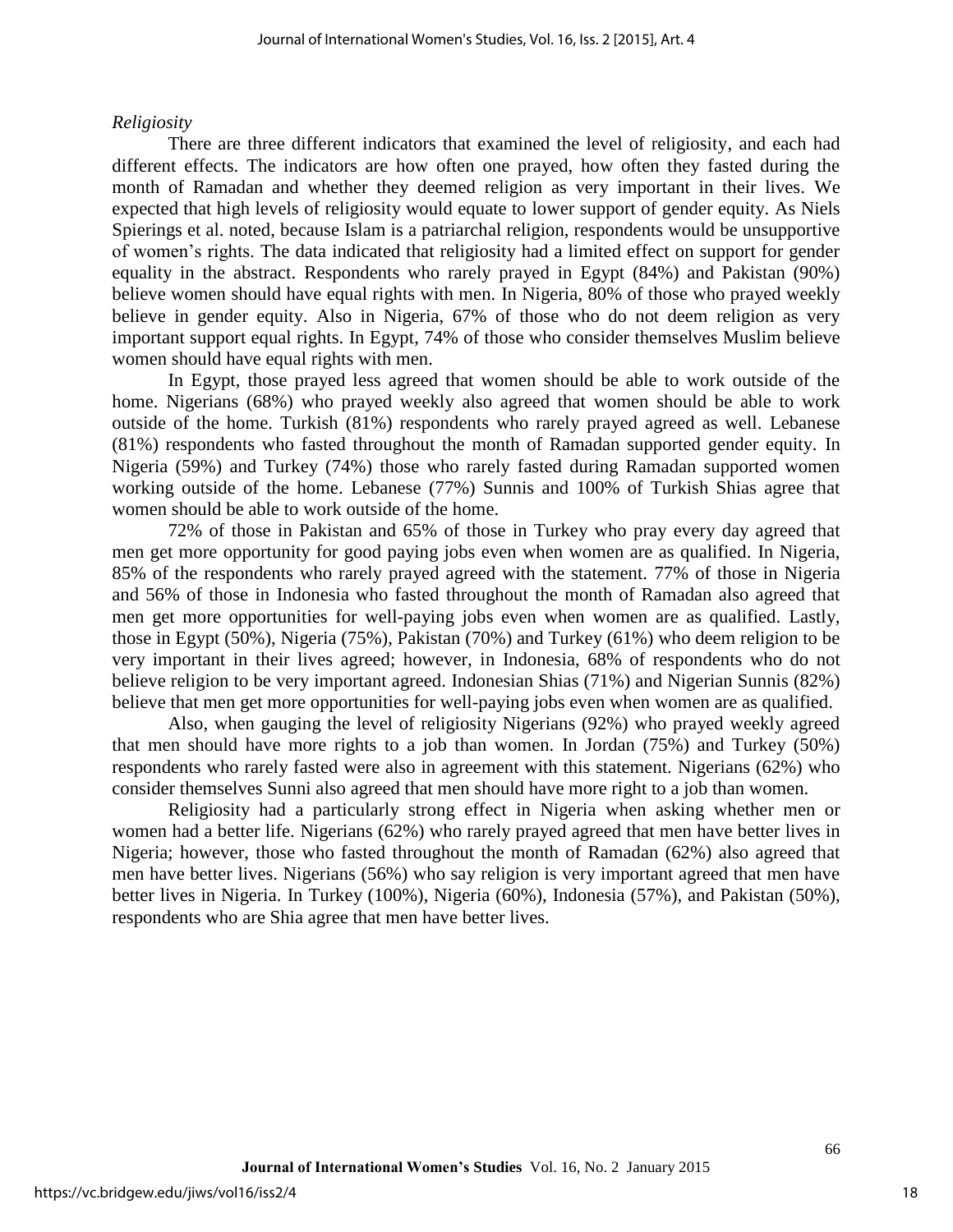*Religiosity*

There are three different indicators that examined the level of religiosity, and each had different effects. The indicators are how often one prayed, how often they fasted during the month of Ramadan and whether they deemed religion as very important in their lives. We expected that high levels of religiosity would equate to lower support of gender equity. As Niels Spierings et al. noted, because Islam is a patriarchal religion, respondents would be unsupportive of women's rights. The data indicated that religiosity had a limited effect on support for gender equality in the abstract. Respondents who rarely prayed in Egypt (84%) and Pakistan (90%) believe women should have equal rights with men. In Nigeria, 80% of those who prayed weekly believe in gender equity. Also in Nigeria, 67% of those who do not deem religion as very important support equal rights. In Egypt, 74% of those who consider themselves Muslim believe women should have equal rights with men.

In Egypt, those prayed less agreed that women should be able to work outside of the home. Nigerians (68%) who prayed weekly also agreed that women should be able to work outside of the home. Turkish (81%) respondents who rarely prayed agreed as well. Lebanese (81%) respondents who fasted throughout the month of Ramadan supported gender equity. In Nigeria (59%) and Turkey (74%) those who rarely fasted during Ramadan supported women working outside of the home. Lebanese (77%) Sunnis and 100% of Turkish Shias agree that women should be able to work outside of the home.

72% of those in Pakistan and 65% of those in Turkey who pray every day agreed that men get more opportunity for good paying jobs even when women are as qualified. In Nigeria, 85% of the respondents who rarely prayed agreed with the statement. 77% of those in Nigeria and 56% of those in Indonesia who fasted throughout the month of Ramadan also agreed that men get more opportunities for well-paying jobs even when women are as qualified. Lastly, those in Egypt (50%), Nigeria (75%), Pakistan (70%) and Turkey (61%) who deem religion to be very important in their lives agreed; however, in Indonesia, 68% of respondents who do not believe religion to be very important agreed. Indonesian Shias (71%) and Nigerian Sunnis (82%) believe that men get more opportunities for well-paying jobs even when women are as qualified.

Also, when gauging the level of religiosity Nigerians (92%) who prayed weekly agreed that men should have more rights to a job than women. In Jordan (75%) and Turkey (50%) respondents who rarely fasted were also in agreement with this statement. Nigerians (62%) who consider themselves Sunni also agreed that men should have more right to a job than women.

Religiosity had a particularly strong effect in Nigeria when asking whether men or women had a better life. Nigerians (62%) who rarely prayed agreed that men have better lives in Nigeria; however, those who fasted throughout the month of Ramadan (62%) also agreed that men have better lives. Nigerians (56%) who say religion is very important agreed that men have better lives in Nigeria. In Turkey (100%), Nigeria (60%), Indonesia (57%), and Pakistan (50%), respondents who are Shia agree that men have better lives.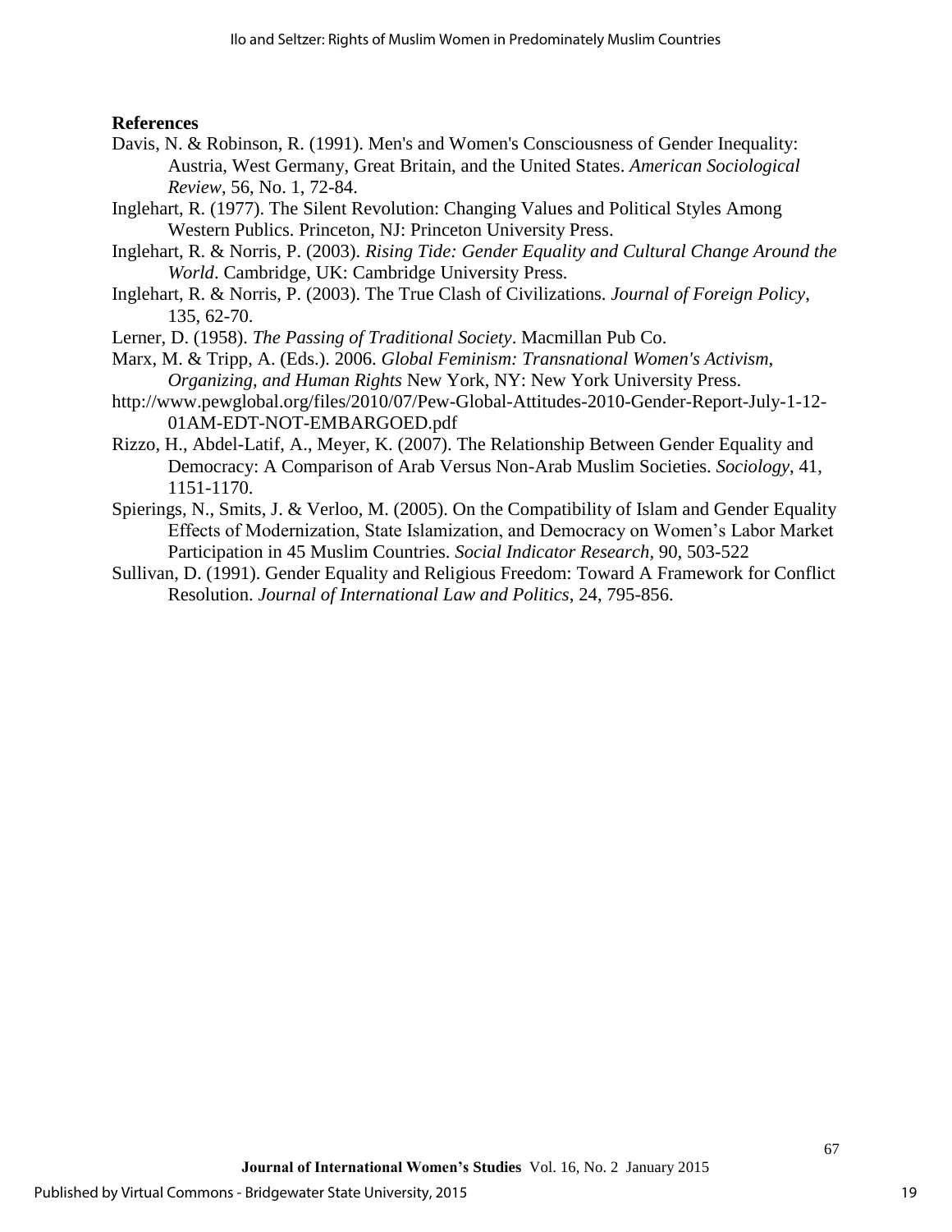**References**

Davis, N. & Robinson, R. (1991). Men's and Women's Consciousness of Gender Inequality: Austria, West Germany, Great Britain, and the United States. *American Sociological Review*, 56, No. 1, 72-84.

Inglehart, R. (1977). The Silent Revolution: Changing Values and Political Styles Among Western Publics. Princeton, NJ: Princeton University Press.

Inglehart, R. & Norris, P. (2003). *Rising Tide: Gender Equality and Cultural Change Around the World*. Cambridge, UK: Cambridge University Press.

Inglehart, R. & Norris, P. (2003). The True Clash of Civilizations. *Journal of Foreign Policy*, 135, 62-70.

Lerner, D. (1958). *The Passing of Traditional Society*. Macmillan Pub Co.

Marx, M. & Tripp, A. (Eds.). 2006. *Global Feminism: Transnational Women's Activism, Organizing, and Human Rights* New York, NY: New York University Press.

http://www.pewglobal.org/files/2010/07/Pew-Global-Attitudes-2010-Gender-Report-July-1-12-01AM-EDT-NOT-EMBARGOED.pdf

Rizzo, H., Abdel-Latif, A., Meyer, K. (2007). The Relationship Between Gender Equality and Democracy: A Comparison of Arab Versus Non-Arab Muslim Societies. *Sociology*, 41, 1151-1170.

Spierings, N., Smits, J. & Verloo, M. (2005). On the Compatibility of Islam and Gender Equality Effects of Modernization, State Islamization, and Democracy on Women's Labor Market Participation in 45 Muslim Countries. *Social Indicator Research*, 90, 503-522

Sullivan, D. (1991). Gender Equality and Religious Freedom: Toward A Framework for Conflict Resolution. *Journal of International Law and Politics*, 24, 795-856.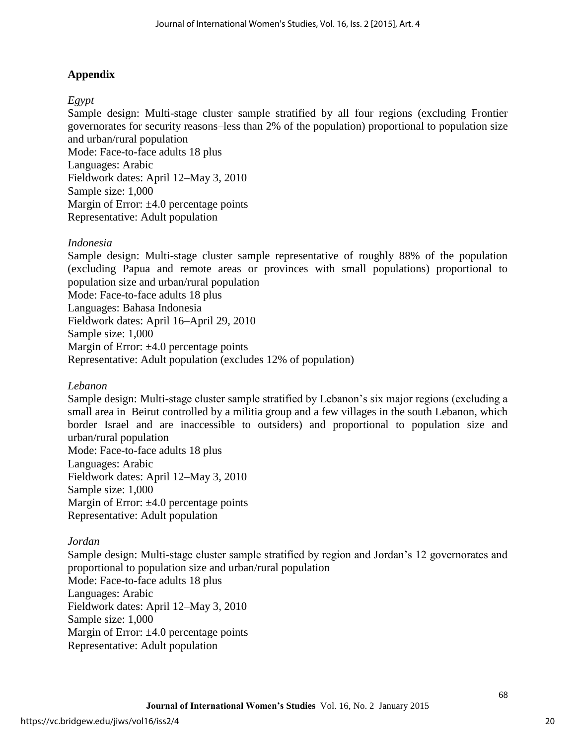## Appendix

*Egypt*

Sample design: Multi-stage cluster sample stratified by all four regions (excluding Frontier governorates for security reasons–less than 2% of the population) proportional to population size and urban/rural population
Mode: Face-to-face adults 18 plus
Languages: Arabic
Fieldwork dates: April 12–May 3, 2010
Sample size: 1,000
Margin of Error: ±4.0 percentage points
Representative: Adult population

*Indonesia*

Sample design: Multi-stage cluster sample representative of roughly 88% of the population (excluding Papua and remote areas or provinces with small populations) proportional to population size and urban/rural population
Mode: Face-to-face adults 18 plus
Languages: Bahasa Indonesia
Fieldwork dates: April 16–April 29, 2010
Sample size: 1,000
Margin of Error: ±4.0 percentage points
Representative: Adult population (excludes 12% of population)

*Lebanon*

Sample design: Multi-stage cluster sample stratified by Lebanon's six major regions (excluding a small area in Beirut controlled by a militia group and a few villages in the south Lebanon, which border Israel and are inaccessible to outsiders) and proportional to population size and urban/rural population
Mode: Face-to-face adults 18 plus
Languages: Arabic
Fieldwork dates: April 12–May 3, 2010
Sample size: 1,000
Margin of Error: ±4.0 percentage points
Representative: Adult population

*Jordan*

Sample design: Multi-stage cluster sample stratified by region and Jordan's 12 governorates and proportional to population size and urban/rural population
Mode: Face-to-face adults 18 plus
Languages: Arabic
Fieldwork dates: April 12–May 3, 2010
Sample size: 1,000
Margin of Error: ±4.0 percentage points
Representative: Adult population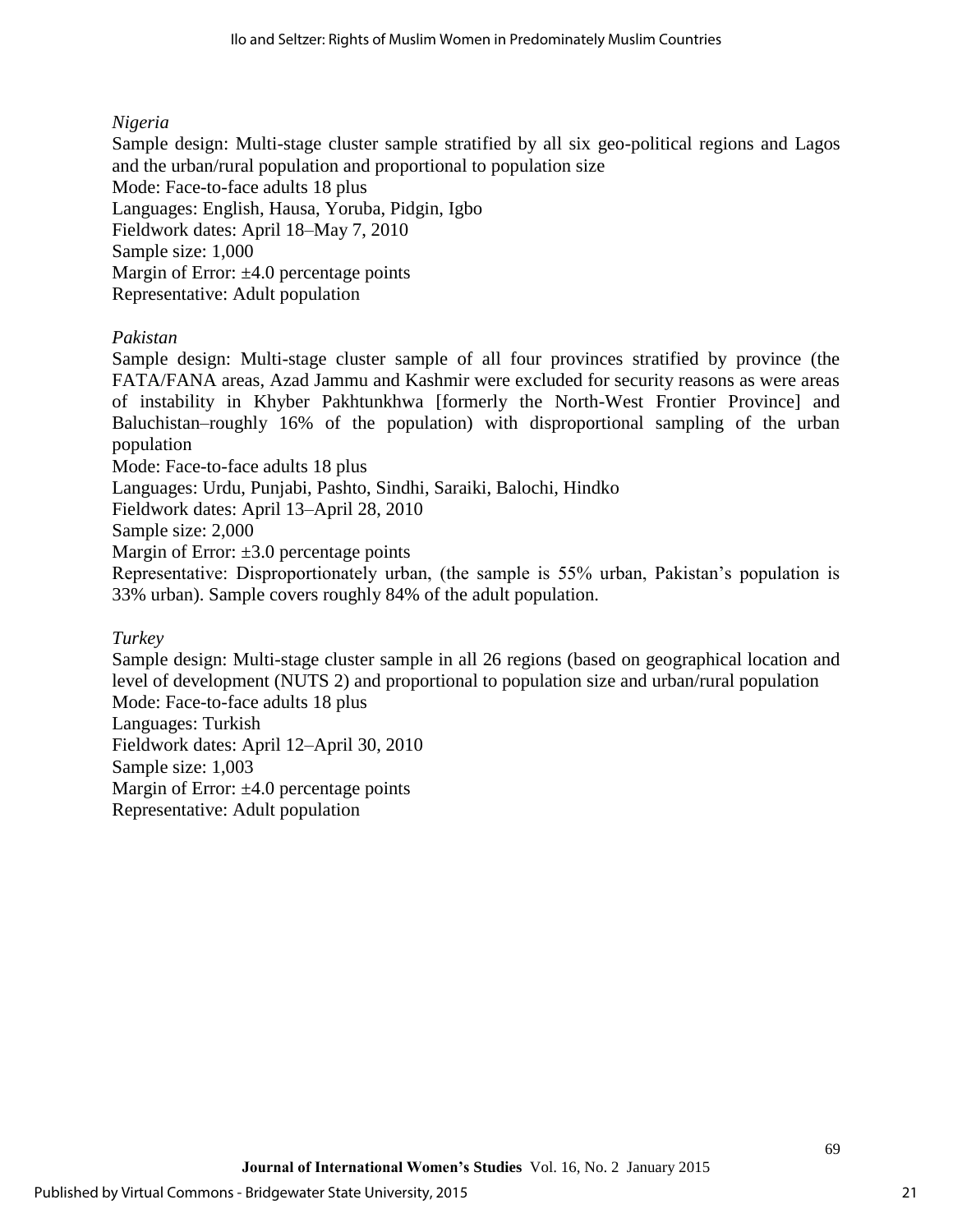*Nigeria*

Sample design: Multi-stage cluster sample stratified by all six geo-political regions and Lagos and the urban/rural population and proportional to population size
Mode: Face-to-face adults 18 plus
Languages: English, Hausa, Yoruba, Pidgin, Igbo
Fieldwork dates: April 18–May 7, 2010
Sample size: 1,000
Margin of Error: ±4.0 percentage points
Representative: Adult population

*Pakistan*

Sample design: Multi-stage cluster sample of all four provinces stratified by province (the FATA/FANA areas, Azad Jammu and Kashmir were excluded for security reasons as were areas of instability in Khyber Pakhtunkhwa [formerly the North-West Frontier Province] and Baluchistan–roughly 16% of the population) with disproportional sampling of the urban population
Mode: Face-to-face adults 18 plus
Languages: Urdu, Punjabi, Pashto, Sindhi, Saraiki, Balochi, Hindko
Fieldwork dates: April 13–April 28, 2010
Sample size: 2,000
Margin of Error: ±3.0 percentage points
Representative: Disproportionately urban, (the sample is 55% urban, Pakistan's population is 33% urban). Sample covers roughly 84% of the adult population.

*Turkey*

Sample design: Multi-stage cluster sample in all 26 regions (based on geographical location and level of development (NUTS 2) and proportional to population size and urban/rural population
Mode: Face-to-face adults 18 plus
Languages: Turkish
Fieldwork dates: April 12–April 30, 2010
Sample size: 1,003
Margin of Error: ±4.0 percentage points
Representative: Adult population